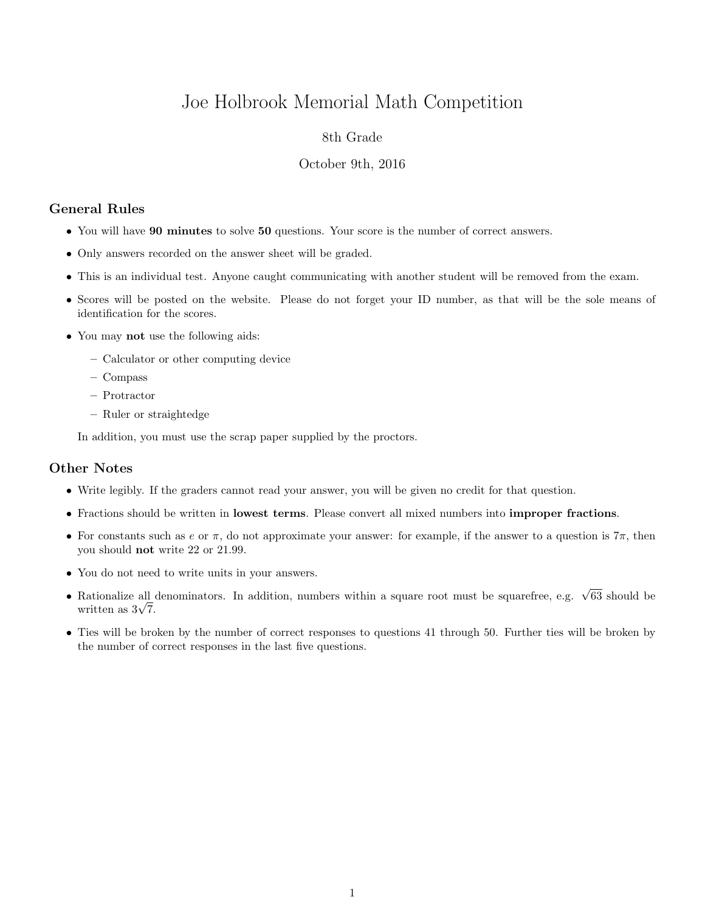# Joe Holbrook Memorial Math Competition

8th Grade

October 9th, 2016

## General Rules

- You will have **90 minutes** to solve **50** questions. Your score is the number of correct answers.
- Only answers recorded on the answer sheet will be graded.
- This is an individual test. Anyone caught communicating with another student will be removed from the exam.
- Scores will be posted on the website. Please do not forget your ID number, as that will be the sole means of identification for the scores.
- You may **not** use the following aids:
  - Calculator or other computing device
  - Compass
  - Protractor
  - Ruler or straightedge

  In addition, you must use the scrap paper supplied by the proctors.

## Other Notes

- Write legibly. If the graders cannot read your answer, you will be given no credit for that question.
- Fractions should be written in **lowest terms**. Please convert all mixed numbers into **improper fractions**.
- For constants such as $e$ or $\pi$, do not approximate your answer: for example, if the answer to a question is $7\pi$, then you should **not** write 22 or 21.99.
- You do not need to write units in your answers.
- Rationalize all denominators. In addition, numbers within a square root must be squarefree, e.g. $\sqrt{63}$ should be written as $3\sqrt{7}$.
- Ties will be broken by the number of correct responses to questions 41 through 50. Further ties will be broken by the number of correct responses in the last five questions.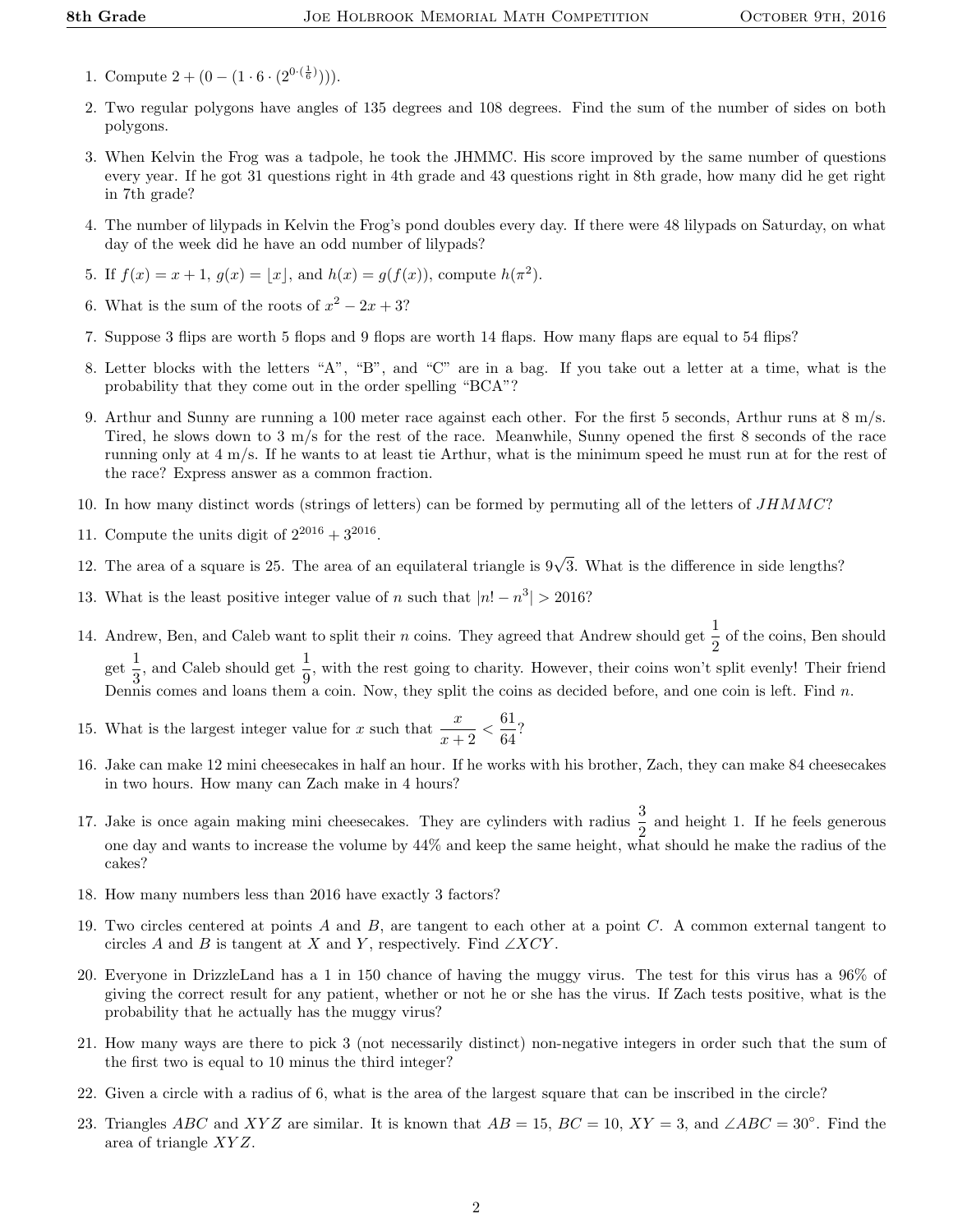1. Compute $2 + (0 - (1 \cdot 6 \cdot (2^{0 \cdot (\frac{1}{6})})))$.

2. Two regular polygons have angles of 135 degrees and 108 degrees. Find the sum of the number of sides on both polygons.

3. When Kelvin the Frog was a tadpole, he took the JHMMC. His score improved by the same number of questions every year. If he got 31 questions right in 4th grade and 43 questions right in 8th grade, how many did he get right in 7th grade?

4. The number of lilypads in Kelvin the Frog's pond doubles every day. If there were 48 lilypads on Saturday, on what day of the week did he have an odd number of lilypads?

5. If $f(x) = x + 1$, $g(x) = \lfloor x \rfloor$, and $h(x) = g(f(x))$, compute $h(\pi^2)$.

6. What is the sum of the roots of $x^2 - 2x + 3$?

7. Suppose 3 flips are worth 5 flops and 9 flops are worth 14 flaps. How many flaps are equal to 54 flips?

8. Letter blocks with the letters "A", "B", and "C" are in a bag. If you take out a letter at a time, what is the probability that they come out in the order spelling "BCA"?

9. Arthur and Sunny are running a 100 meter race against each other. For the first 5 seconds, Arthur runs at 8 m/s. Tired, he slows down to 3 m/s for the rest of the race. Meanwhile, Sunny opened the first 8 seconds of the race running only at 4 m/s. If he wants to at least tie Arthur, what is the minimum speed he must run at for the rest of the race? Express answer as a common fraction.

10. In how many distinct words (strings of letters) can be formed by permuting all of the letters of $JHMMC$?

11. Compute the units digit of $2^{2016} + 3^{2016}$.

12. The area of a square is 25. The area of an equilateral triangle is $9\sqrt{3}$. What is the difference in side lengths?

13. What is the least positive integer value of $n$ such that $|n! - n^3| > 2016$?

14. Andrew, Ben, and Caleb want to split their $n$ coins. They agreed that Andrew should get $\frac{1}{2}$ of the coins, Ben should get $\frac{1}{3}$, and Caleb should get $\frac{1}{9}$, with the rest going to charity. However, their coins won't split evenly! Their friend Dennis comes and loans them a coin. Now, they split the coins as decided before, and one coin is left. Find $n$.

15. What is the largest integer value for $x$ such that $\frac{x}{x+2} < \frac{61}{64}$?

16. Jake can make 12 mini cheesecakes in half an hour. If he works with his brother, Zach, they can make 84 cheesecakes in two hours. How many can Zach make in 4 hours?

17. Jake is once again making mini cheesecakes. They are cylinders with radius $\frac{3}{2}$ and height 1. If he feels generous one day and wants to increase the volume by 44% and keep the same height, what should he make the radius of the cakes?

18. How many numbers less than 2016 have exactly 3 factors?

19. Two circles centered at points $A$ and $B$, are tangent to each other at a point $C$. A common external tangent to circles $A$ and $B$ is tangent at $X$ and $Y$, respectively. Find $\angle XCY$.

20. Everyone in DrizzleLand has a 1 in 150 chance of having the muggy virus. The test for this virus has a 96% of giving the correct result for any patient, whether or not he or she has the virus. If Zach tests positive, what is the probability that he actually has the muggy virus?

21. How many ways are there to pick 3 (not necessarily distinct) non-negative integers in order such that the sum of the first two is equal to 10 minus the third integer?

22. Given a circle with a radius of 6, what is the area of the largest square that can be inscribed in the circle?

23. Triangles $ABC$ and $XYZ$ are similar. It is known that $AB = 15$, $BC = 10$, $XY = 3$, and $\angle ABC = 30^\circ$. Find the area of triangle $XYZ$.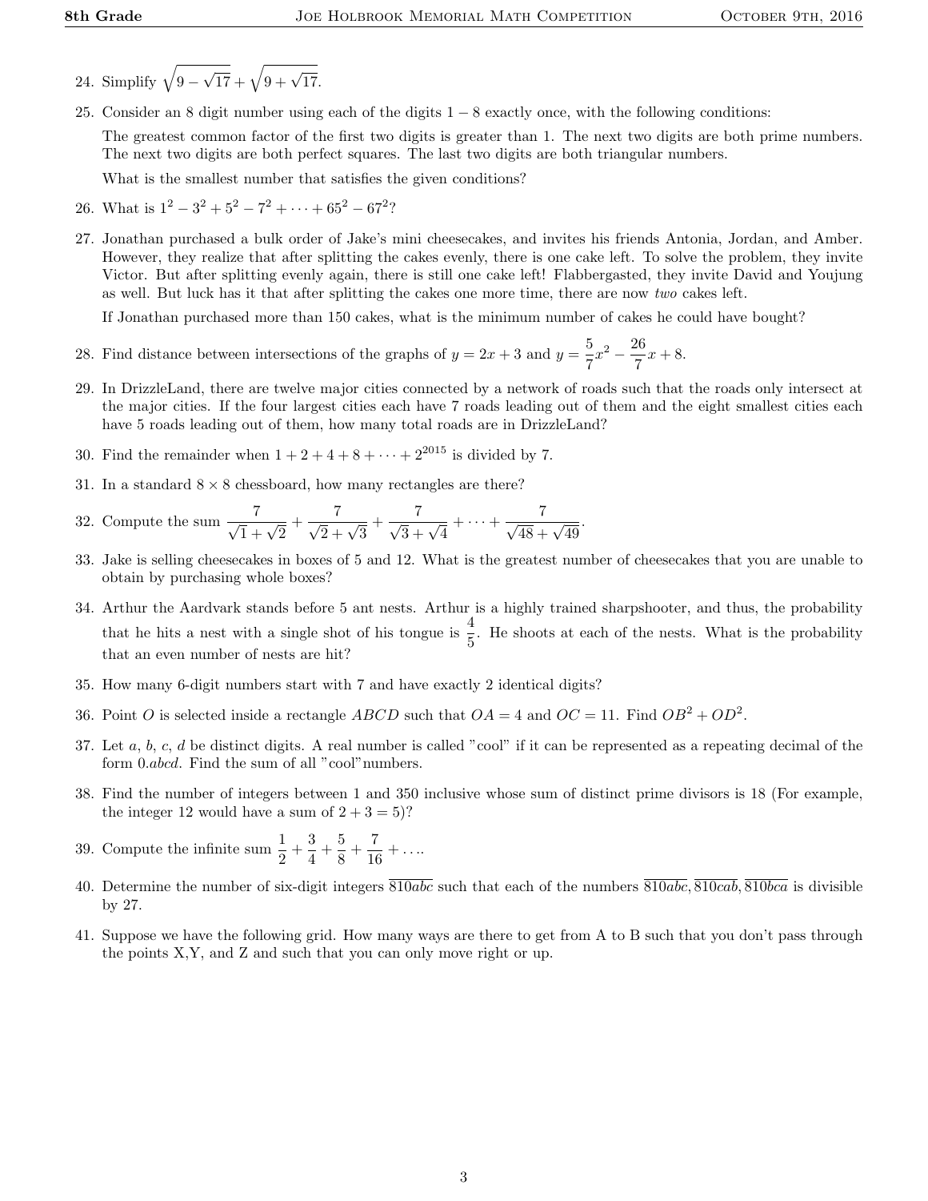24. Simplify $\sqrt{9-\sqrt{17}}+\sqrt{9+\sqrt{17}}$.

25. Consider an 8 digit number using each of the digits $1-8$ exactly once, with the following conditions:

    The greatest common factor of the first two digits is greater than 1. The next two digits are both prime numbers. The next two digits are both perfect squares. The last two digits are both triangular numbers.

    What is the smallest number that satisfies the given conditions?

26. What is $1^2-3^2+5^2-7^2+\cdots+65^2-67^2$?

27. Jonathan purchased a bulk order of Jake's mini cheesecakes, and invites his friends Antonia, Jordan, and Amber. However, they realize that after splitting the cakes evenly, there is one cake left. To solve the problem, they invite Victor. But after splitting evenly again, there is still one cake left! Flabbergasted, they invite David and Youjung as well. But luck has it that after splitting the cakes one more time, there are now *two* cakes left.

    If Jonathan purchased more than 150 cakes, what is the minimum number of cakes he could have bought?

28. Find distance between intersections of the graphs of $y=2x+3$ and $y=\frac{5}{7}x^2-\frac{26}{7}x+8$.

29. In DrizzleLand, there are twelve major cities connected by a network of roads such that the roads only intersect at the major cities. If the four largest cities each have 7 roads leading out of them and the eight smallest cities each have 5 roads leading out of them, how many total roads are in DrizzleLand?

30. Find the remainder when $1+2+4+8+\cdots+2^{2015}$ is divided by 7.

31. In a standard $8\times 8$ chessboard, how many rectangles are there?

32. Compute the sum $\frac{7}{\sqrt{1}+\sqrt{2}}+\frac{7}{\sqrt{2}+\sqrt{3}}+\frac{7}{\sqrt{3}+\sqrt{4}}+\cdots+\frac{7}{\sqrt{48}+\sqrt{49}}$.

33. Jake is selling cheesecakes in boxes of 5 and 12. What is the greatest number of cheesecakes that you are unable to obtain by purchasing whole boxes?

34. Arthur the Aardvark stands before 5 ant nests. Arthur is a highly trained sharpshooter, and thus, the probability that he hits a nest with a single shot of his tongue is $\frac{4}{5}$. He shoots at each of the nests. What is the probability that an even number of nests are hit?

35. How many 6-digit numbers start with 7 and have exactly 2 identical digits?

36. Point $O$ is selected inside a rectangle $ABCD$ such that $OA=4$ and $OC=11$. Find $OB^2+OD^2$.

37. Let $a$, $b$, $c$, $d$ be distinct digits. A real number is called "cool" if it can be represented as a repeating decimal of the form $0.\overline{abcd}$. Find the sum of all "cool" numbers.

38. Find the number of integers between 1 and 350 inclusive whose sum of distinct prime divisors is 18 (For example, the integer 12 would have a sum of $2+3=5$)?

39. Compute the infinite sum $\frac{1}{2}+\frac{3}{4}+\frac{5}{8}+\frac{7}{16}+\ldots$.

40. Determine the number of six-digit integers $\overline{810abc}$ such that each of the numbers $\overline{810abc}, \overline{810cab}, \overline{810bca}$ is divisible by 27.

41. Suppose we have the following grid. How many ways are there to get from A to B such that you don't pass through the points X,Y, and Z and such that you can only move right or up.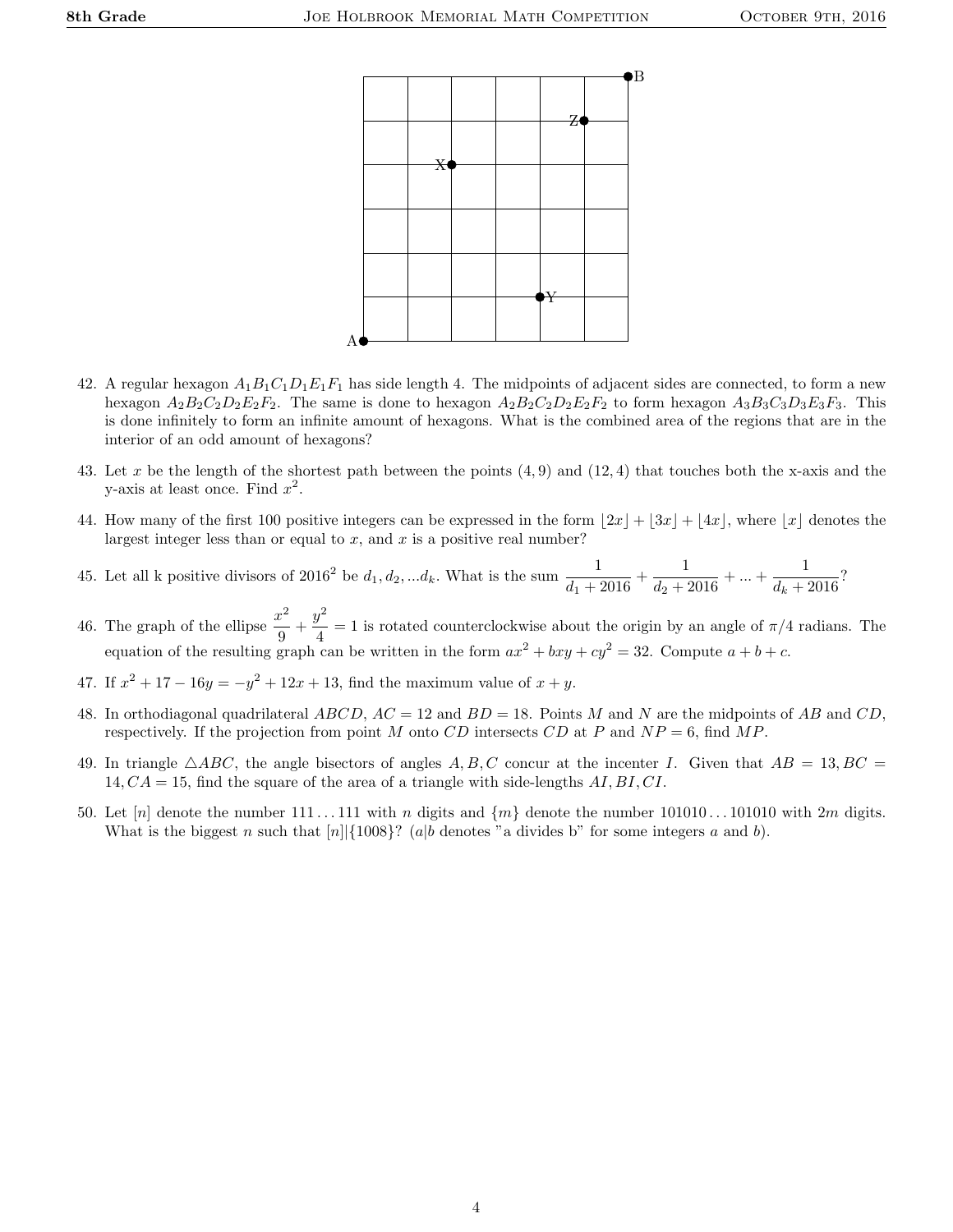A B X Y Z

42. A regular hexagon $A_1B_1C_1D_1E_1F_1$ has side length 4. The midpoints of adjacent sides are connected, to form a new hexagon $A_2B_2C_2D_2E_2F_2$. The same is done to hexagon $A_2B_2C_2D_2E_2F_2$ to form hexagon $A_3B_3C_3D_3E_3F_3$. This is done infinitely to form an infinite amount of hexagons. What is the combined area of the regions that are in the interior of an odd amount of hexagons?

43. Let $x$ be the length of the shortest path between the points $(4, 9)$ and $(12, 4)$ that touches both the x-axis and the y-axis at least once. Find $x^2$.

44. How many of the first 100 positive integers can be expressed in the form $\lfloor 2x \rfloor + \lfloor 3x \rfloor + \lfloor 4x \rfloor$, where $\lfloor x \rfloor$ denotes the largest integer less than or equal to $x$, and $x$ is a positive real number?

45. Let all k positive divisors of $2016^2$ be $d_1, d_2, ...d_k$. What is the sum $\dfrac{1}{d_1 + 2016} + \dfrac{1}{d_2 + 2016} + ... + \dfrac{1}{d_k + 2016}$?

46. The graph of the ellipse $\dfrac{x^2}{9} + \dfrac{y^2}{4} = 1$ is rotated counterclockwise about the origin by an angle of $\pi/4$ radians. The equation of the resulting graph can be written in the form $ax^2 + bxy + cy^2 = 32$. Compute $a + b + c$.

47. If $x^2 + 17 - 16y = -y^2 + 12x + 13$, find the maximum value of $x + y$.

48. In orthodiagonal quadrilateral $ABCD$, $AC = 12$ and $BD = 18$. Points $M$ and $N$ are the midpoints of $AB$ and $CD$, respectively. If the projection from point $M$ onto $CD$ intersects $CD$ at $P$ and $NP = 6$, find $MP$.

49. In triangle $\triangle ABC$, the angle bisectors of angles $A, B, C$ concur at the incenter $I$. Given that $AB = 13, BC = 14, CA = 15$, find the square of the area of a triangle with side-lengths $AI, BI, CI$.

50. Let $[n]$ denote the number $111\ldots111$ with $n$ digits and $\{m\}$ denote the number $101010\ldots101010$ with $2m$ digits. What is the biggest $n$ such that $[n] | \{1008\}$? ($a|b$ denotes "a divides b" for some integers $a$ and $b$).